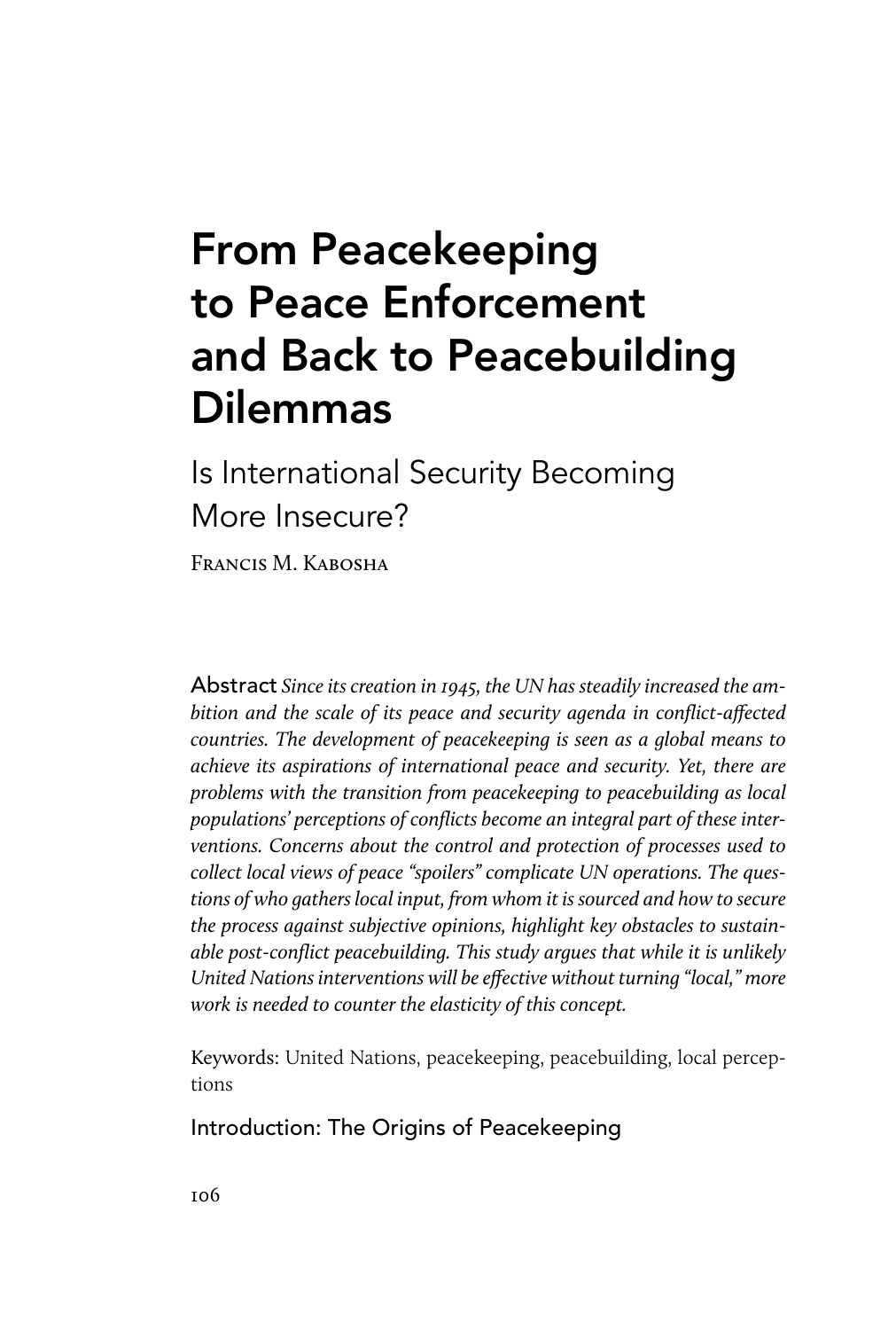# From Peacekeeping to Peace Enforcement and Back to Peacebuilding Dilemmas

## Is International Security Becoming More Insecure?

Francis M. Kabosha

**Abstract** *Since its creation in 1945, the UN has steadily increased the ambition and the scale of its peace and security agenda in conflict-affected countries. The development of peacekeeping is seen as a global means to achieve its aspirations of international peace and security. Yet, there are problems with the transition from peacekeeping to peacebuilding as local populations' perceptions of conflicts become an integral part of these interventions. Concerns about the control and protection of processes used to collect local views of peace "spoilers" complicate UN operations. The questions of who gathers local input, from whom it is sourced and how to secure the process against subjective opinions, highlight key obstacles to sustainable post-conflict peacebuilding. This study argues that while it is unlikely United Nations interventions will be effective without turning "local," more work is needed to counter the elasticity of this concept.*

Keywords: United Nations, peacekeeping, peacebuilding, local perceptions

## Introduction: The Origins of Peacekeeping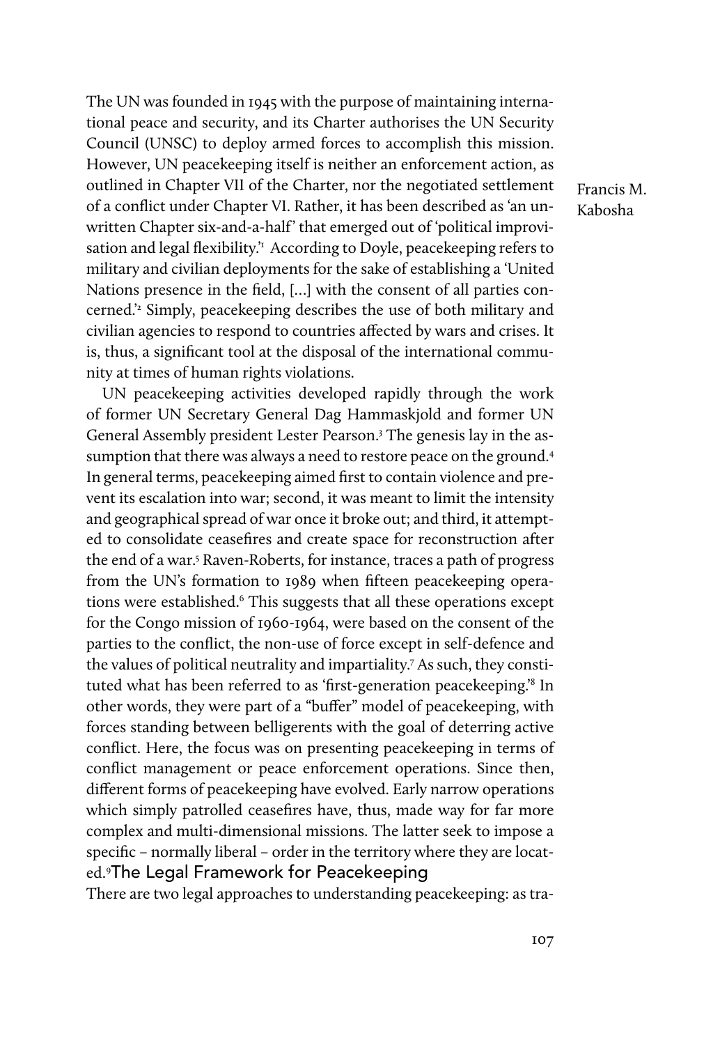The UN was founded in 1945 with the purpose of maintaining international peace and security, and its Charter authorises the UN Security Council (UNSC) to deploy armed forces to accomplish this mission. However, UN peacekeeping itself is neither an enforcement action, as outlined in Chapter VII of the Charter, nor the negotiated settlement of a conflict under Chapter VI. Rather, it has been described as 'an unwritten Chapter six-and-a-half' that emerged out of 'political improvisation and legal flexibility.'[1] According to Doyle, peacekeeping refers to military and civilian deployments for the sake of establishing a 'United Nations presence in the field, [...] with the consent of all parties concerned.'[2] Simply, peacekeeping describes the use of both military and civilian agencies to respond to countries affected by wars and crises. It is, thus, a significant tool at the disposal of the international community at times of human rights violations.

UN peacekeeping activities developed rapidly through the work of former UN Secretary General Dag Hammaskjold and former UN General Assembly president Lester Pearson.[3] The genesis lay in the assumption that there was always a need to restore peace on the ground.[4] In general terms, peacekeeping aimed first to contain violence and prevent its escalation into war; second, it was meant to limit the intensity and geographical spread of war once it broke out; and third, it attempted to consolidate ceasefires and create space for reconstruction after the end of a war.[5] Raven-Roberts, for instance, traces a path of progress from the UN's formation to 1989 when fifteen peacekeeping operations were established.[6] This suggests that all these operations except for the Congo mission of 1960-1964, were based on the consent of the parties to the conflict, the non-use of force except in self-defence and the values of political neutrality and impartiality.[7] As such, they constituted what has been referred to as 'first-generation peacekeeping.'[8] In other words, they were part of a "buffer" model of peacekeeping, with forces standing between belligerents with the goal of deterring active conflict. Here, the focus was on presenting peacekeeping in terms of conflict management or peace enforcement operations. Since then, different forms of peacekeeping have evolved. Early narrow operations which simply patrolled ceasefires have, thus, made way for far more complex and multi-dimensional missions. The latter seek to impose a specific – normally liberal – order in the territory where they are located.[9]

## The Legal Framework for Peacekeeping

There are two legal approaches to understanding peacekeeping: as tra-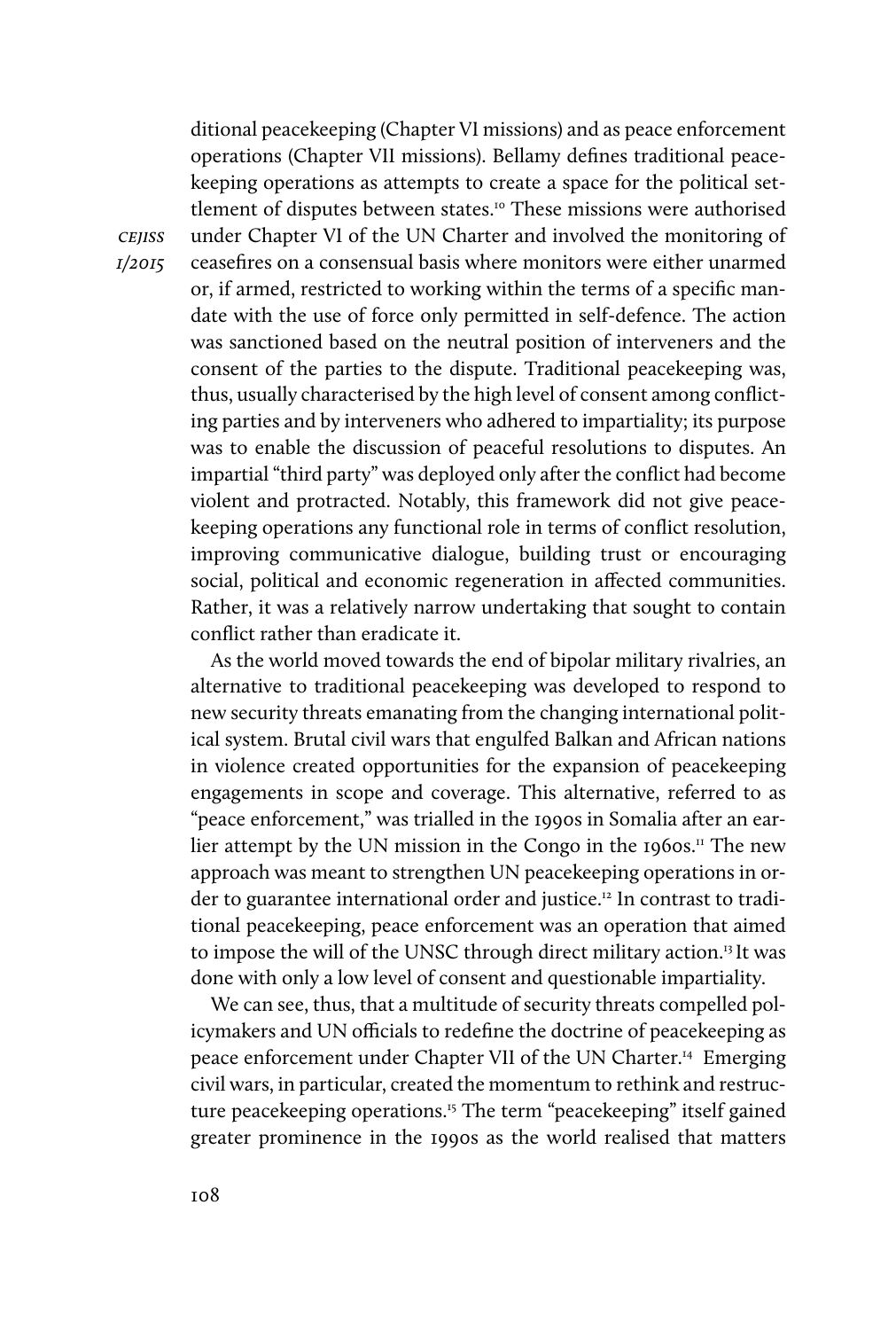ditional peacekeeping (Chapter VI missions) and as peace enforcement operations (Chapter VII missions). Bellamy defines traditional peacekeeping operations as attempts to create a space for the political settlement of disputes between states.[10] These missions were authorised under Chapter VI of the UN Charter and involved the monitoring of ceasefires on a consensual basis where monitors were either unarmed or, if armed, restricted to working within the terms of a specific mandate with the use of force only permitted in self-defence. The action was sanctioned based on the neutral position of interveners and the consent of the parties to the dispute. Traditional peacekeeping was, thus, usually characterised by the high level of consent among conflicting parties and by interveners who adhered to impartiality; its purpose was to enable the discussion of peaceful resolutions to disputes. An impartial "third party" was deployed only after the conflict had become violent and protracted. Notably, this framework did not give peacekeeping operations any functional role in terms of conflict resolution, improving communicative dialogue, building trust or encouraging social, political and economic regeneration in affected communities. Rather, it was a relatively narrow undertaking that sought to contain conflict rather than eradicate it.

As the world moved towards the end of bipolar military rivalries, an alternative to traditional peacekeeping was developed to respond to new security threats emanating from the changing international political system. Brutal civil wars that engulfed Balkan and African nations in violence created opportunities for the expansion of peacekeeping engagements in scope and coverage. This alternative, referred to as "peace enforcement," was trialled in the 1990s in Somalia after an earlier attempt by the UN mission in the Congo in the 1960s.[11] The new approach was meant to strengthen UN peacekeeping operations in order to guarantee international order and justice.[12] In contrast to traditional peacekeeping, peace enforcement was an operation that aimed to impose the will of the UNSC through direct military action.[13] It was done with only a low level of consent and questionable impartiality.

We can see, thus, that a multitude of security threats compelled policymakers and UN officials to redefine the doctrine of peacekeeping as peace enforcement under Chapter VII of the UN Charter.[14] Emerging civil wars, in particular, created the momentum to rethink and restructure peacekeeping operations.[15] The term "peacekeeping" itself gained greater prominence in the 1990s as the world realised that matters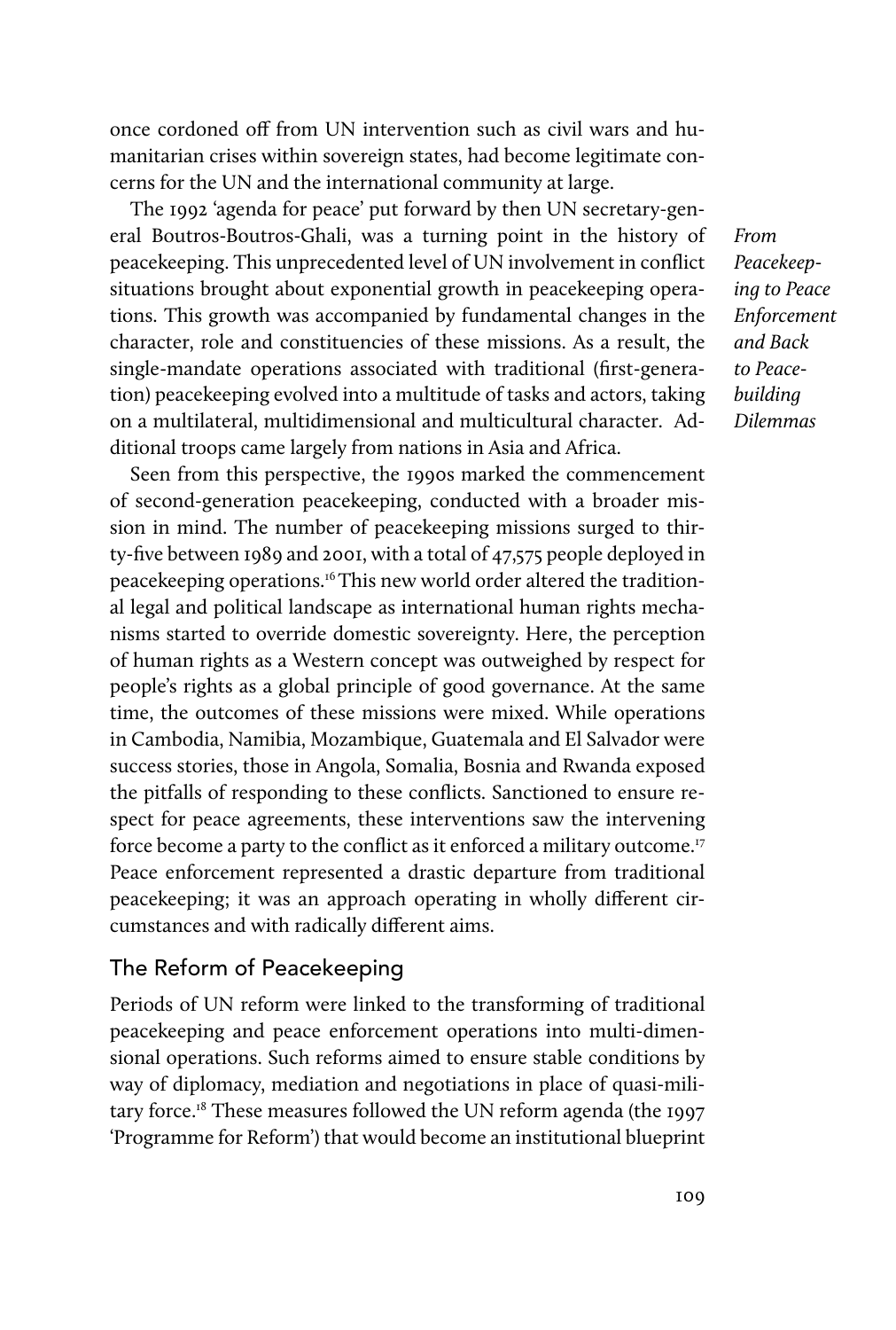once cordoned off from UN intervention such as civil wars and humanitarian crises within sovereign states, had become legitimate concerns for the UN and the international community at large.

The 1992 'agenda for peace' put forward by then UN secretary-general Boutros-Boutros-Ghali, was a turning point in the history of peacekeeping. This unprecedented level of UN involvement in conflict situations brought about exponential growth in peacekeeping operations. This growth was accompanied by fundamental changes in the character, role and constituencies of these missions. As a result, the single-mandate operations associated with traditional (first-generation) peacekeeping evolved into a multitude of tasks and actors, taking on a multilateral, multidimensional and multicultural character. Additional troops came largely from nations in Asia and Africa.

*From Peacekeeping to Peace Enforcement and Back to Peacebuilding Dilemmas*

Seen from this perspective, the 1990s marked the commencement of second-generation peacekeeping, conducted with a broader mission in mind. The number of peacekeeping missions surged to thirty-five between 1989 and 2001, with a total of 47,575 people deployed in peacekeeping operations.[16] This new world order altered the traditional legal and political landscape as international human rights mechanisms started to override domestic sovereignty. Here, the perception of human rights as a Western concept was outweighed by respect for people's rights as a global principle of good governance. At the same time, the outcomes of these missions were mixed. While operations in Cambodia, Namibia, Mozambique, Guatemala and El Salvador were success stories, those in Angola, Somalia, Bosnia and Rwanda exposed the pitfalls of responding to these conflicts. Sanctioned to ensure respect for peace agreements, these interventions saw the intervening force become a party to the conflict as it enforced a military outcome.[17] Peace enforcement represented a drastic departure from traditional peacekeeping; it was an approach operating in wholly different circumstances and with radically different aims.

## The Reform of Peacekeeping

Periods of UN reform were linked to the transforming of traditional peacekeeping and peace enforcement operations into multi-dimensional operations. Such reforms aimed to ensure stable conditions by way of diplomacy, mediation and negotiations in place of quasi-military force.[18] These measures followed the UN reform agenda (the 1997 'Programme for Reform') that would become an institutional blueprint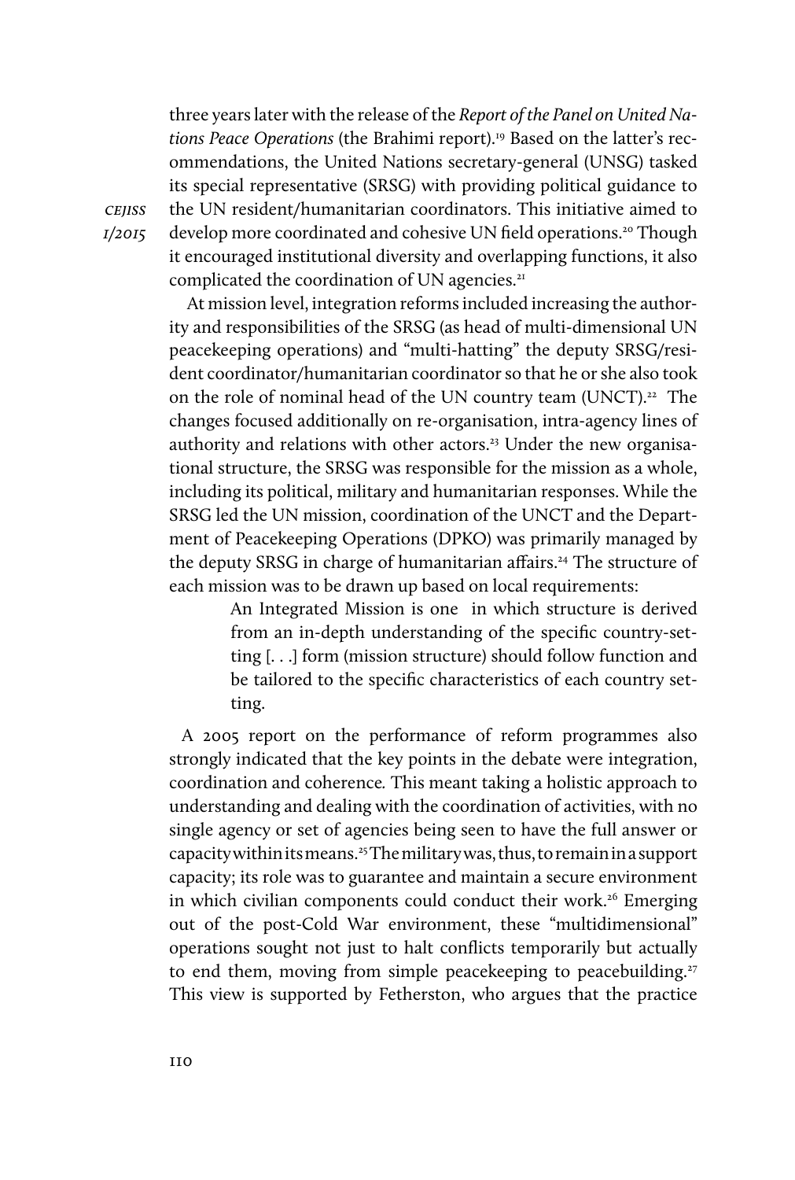three years later with the release of the *Report of the Panel on United Nations Peace Operations* (the Brahimi report).[19] Based on the latter's recommendations, the United Nations secretary-general (UNSG) tasked its special representative (SRSG) with providing political guidance to the UN resident/humanitarian coordinators. This initiative aimed to develop more coordinated and cohesive UN field operations.[20] Though it encouraged institutional diversity and overlapping functions, it also complicated the coordination of UN agencies.[21]

At mission level, integration reforms included increasing the authority and responsibilities of the SRSG (as head of multi-dimensional UN peacekeeping operations) and "multi-hatting" the deputy SRSG/resident coordinator/humanitarian coordinator so that he or she also took on the role of nominal head of the UN country team (UNCT).[22] The changes focused additionally on re-organisation, intra-agency lines of authority and relations with other actors.[23] Under the new organisational structure, the SRSG was responsible for the mission as a whole, including its political, military and humanitarian responses. While the SRSG led the UN mission, coordination of the UNCT and the Department of Peacekeeping Operations (DPKO) was primarily managed by the deputy SRSG in charge of humanitarian affairs.[24] The structure of each mission was to be drawn up based on local requirements:

> An Integrated Mission is one in which structure is derived from an in-depth understanding of the specific country-setting [. . .] form (mission structure) should follow function and be tailored to the specific characteristics of each country setting.

A 2005 report on the performance of reform programmes also strongly indicated that the key points in the debate were integration, coordination and coherence. This meant taking a holistic approach to understanding and dealing with the coordination of activities, with no single agency or set of agencies being seen to have the full answer or capacity within its means.[25] The military was, thus, to remain in a support capacity; its role was to guarantee and maintain a secure environment in which civilian components could conduct their work.[26] Emerging out of the post-Cold War environment, these "multidimensional" operations sought not just to halt conflicts temporarily but actually to end them, moving from simple peacekeeping to peacebuilding.[27] This view is supported by Fetherston, who argues that the practice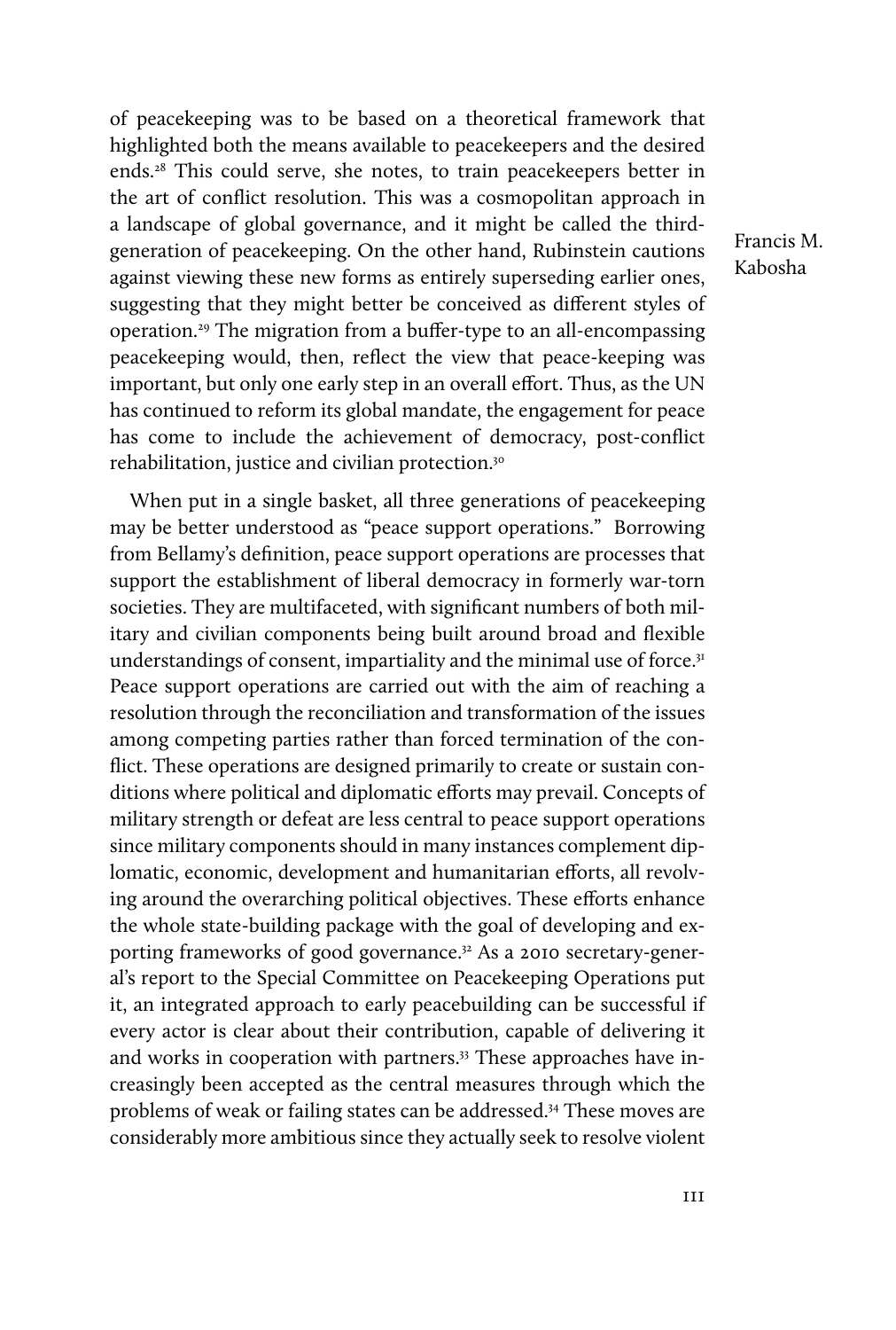of peacekeeping was to be based on a theoretical framework that highlighted both the means available to peacekeepers and the desired ends.[28] This could serve, she notes, to train peacekeepers better in the art of conflict resolution. This was a cosmopolitan approach in a landscape of global governance, and it might be called the third-generation of peacekeeping. On the other hand, Rubinstein cautions against viewing these new forms as entirely superseding earlier ones, suggesting that they might better be conceived as different styles of operation.[29] The migration from a buffer-type to an all-encompassing peacekeeping would, then, reflect the view that peace-keeping was important, but only one early step in an overall effort. Thus, as the UN has continued to reform its global mandate, the engagement for peace has come to include the achievement of democracy, post-conflict rehabilitation, justice and civilian protection.[30]

When put in a single basket, all three generations of peacekeeping may be better understood as "peace support operations." Borrowing from Bellamy's definition, peace support operations are processes that support the establishment of liberal democracy in formerly war-torn societies. They are multifaceted, with significant numbers of both military and civilian components being built around broad and flexible understandings of consent, impartiality and the minimal use of force.[31] Peace support operations are carried out with the aim of reaching a resolution through the reconciliation and transformation of the issues among competing parties rather than forced termination of the conflict. These operations are designed primarily to create or sustain conditions where political and diplomatic efforts may prevail. Concepts of military strength or defeat are less central to peace support operations since military components should in many instances complement diplomatic, economic, development and humanitarian efforts, all revolving around the overarching political objectives. These efforts enhance the whole state-building package with the goal of developing and exporting frameworks of good governance.[32] As a 2010 secretary-general's report to the Special Committee on Peacekeeping Operations put it, an integrated approach to early peacebuilding can be successful if every actor is clear about their contribution, capable of delivering it and works in cooperation with partners.[33] These approaches have increasingly been accepted as the central measures through which the problems of weak or failing states can be addressed.[34] These moves are considerably more ambitious since they actually seek to resolve violent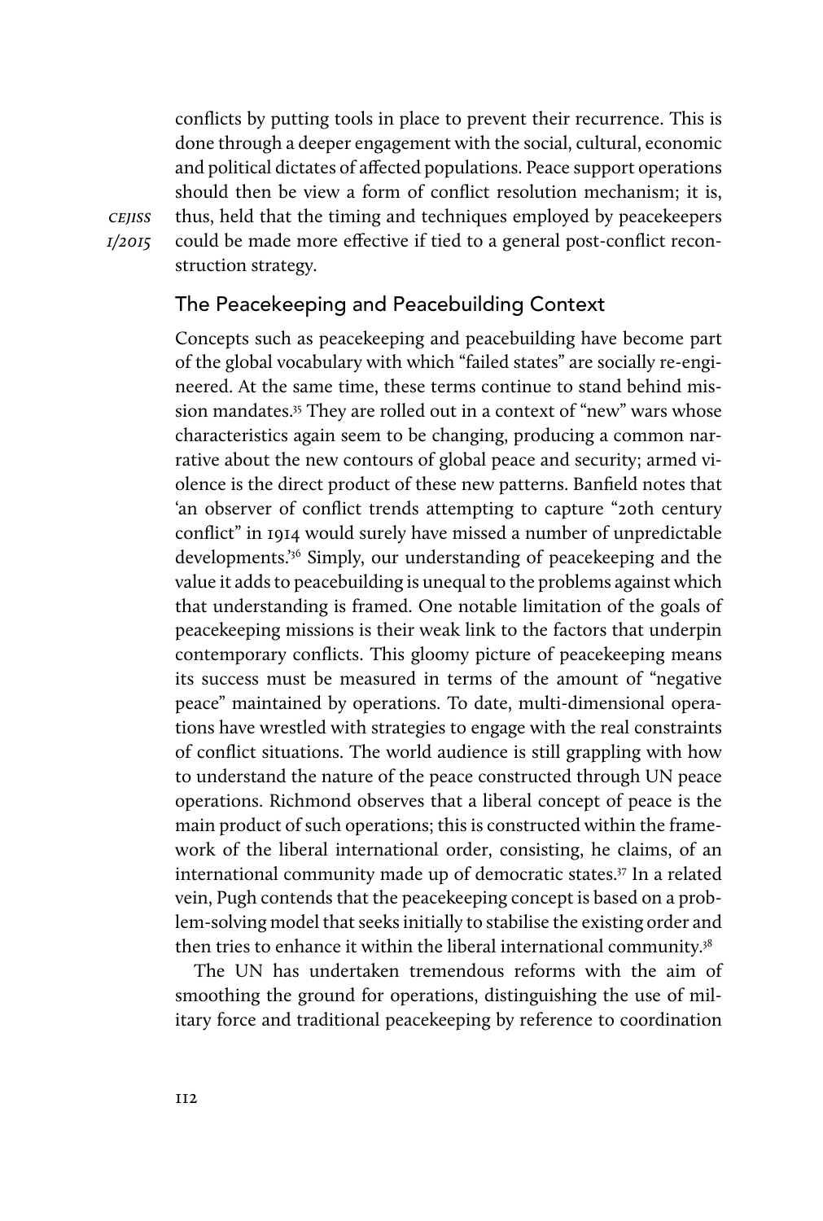conflicts by putting tools in place to prevent their recurrence. This is done through a deeper engagement with the social, cultural, economic and political dictates of affected populations. Peace support operations should then be view a form of conflict resolution mechanism; it is, thus, held that the timing and techniques employed by peacekeepers could be made more effective if tied to a general post-conflict reconstruction strategy.

## The Peacekeeping and Peacebuilding Context

Concepts such as peacekeeping and peacebuilding have become part of the global vocabulary with which "failed states" are socially re-engineered. At the same time, these terms continue to stand behind mission mandates.[35] They are rolled out in a context of "new" wars whose characteristics again seem to be changing, producing a common narrative about the new contours of global peace and security; armed violence is the direct product of these new patterns. Banfield notes that 'an observer of conflict trends attempting to capture "20th century conflict" in 1914 would surely have missed a number of unpredictable developments.'[36] Simply, our understanding of peacekeeping and the value it adds to peacebuilding is unequal to the problems against which that understanding is framed. One notable limitation of the goals of peacekeeping missions is their weak link to the factors that underpin contemporary conflicts. This gloomy picture of peacekeeping means its success must be measured in terms of the amount of "negative peace" maintained by operations. To date, multi-dimensional operations have wrestled with strategies to engage with the real constraints of conflict situations. The world audience is still grappling with how to understand the nature of the peace constructed through UN peace operations. Richmond observes that a liberal concept of peace is the main product of such operations; this is constructed within the framework of the liberal international order, consisting, he claims, of an international community made up of democratic states.[37] In a related vein, Pugh contends that the peacekeeping concept is based on a problem-solving model that seeks initially to stabilise the existing order and then tries to enhance it within the liberal international community.[38]

The UN has undertaken tremendous reforms with the aim of smoothing the ground for operations, distinguishing the use of military force and traditional peacekeeping by reference to coordination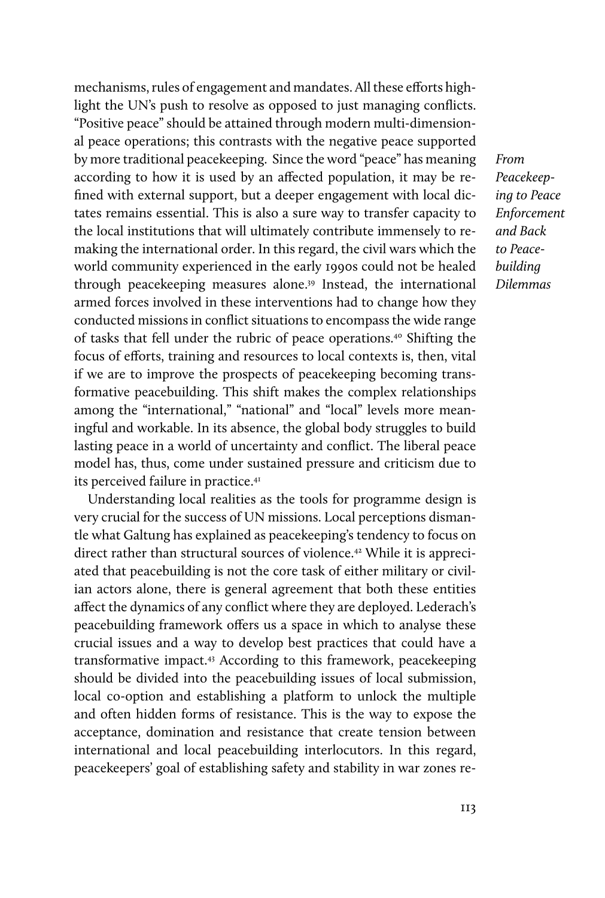mechanisms, rules of engagement and mandates. All these efforts highlight the UN's push to resolve as opposed to just managing conflicts. "Positive peace" should be attained through modern multi-dimensional peace operations; this contrasts with the negative peace supported by more traditional peacekeeping. Since the word "peace" has meaning according to how it is used by an affected population, it may be refined with external support, but a deeper engagement with local dictates remains essential. This is also a sure way to transfer capacity to the local institutions that will ultimately contribute immensely to remaking the international order. In this regard, the civil wars which the world community experienced in the early 1990s could not be healed through peacekeeping measures alone.[39] Instead, the international armed forces involved in these interventions had to change how they conducted missions in conflict situations to encompass the wide range of tasks that fell under the rubric of peace operations.[40] Shifting the focus of efforts, training and resources to local contexts is, then, vital if we are to improve the prospects of peacekeeping becoming transformative peacebuilding. This shift makes the complex relationships among the "international," "national" and "local" levels more meaningful and workable. In its absence, the global body struggles to build lasting peace in a world of uncertainty and conflict. The liberal peace model has, thus, come under sustained pressure and criticism due to its perceived failure in practice.[41]

Understanding local realities as the tools for programme design is very crucial for the success of UN missions. Local perceptions dismantle what Galtung has explained as peacekeeping's tendency to focus on direct rather than structural sources of violence.[42] While it is appreciated that peacebuilding is not the core task of either military or civilian actors alone, there is general agreement that both these entities affect the dynamics of any conflict where they are deployed. Lederach's peacebuilding framework offers us a space in which to analyse these crucial issues and a way to develop best practices that could have a transformative impact.[43] According to this framework, peacekeeping should be divided into the peacebuilding issues of local submission, local co-option and establishing a platform to unlock the multiple and often hidden forms of resistance. This is the way to expose the acceptance, domination and resistance that create tension between international and local peacebuilding interlocutors. In this regard, peacekeepers' goal of establishing safety and stability in war zones re-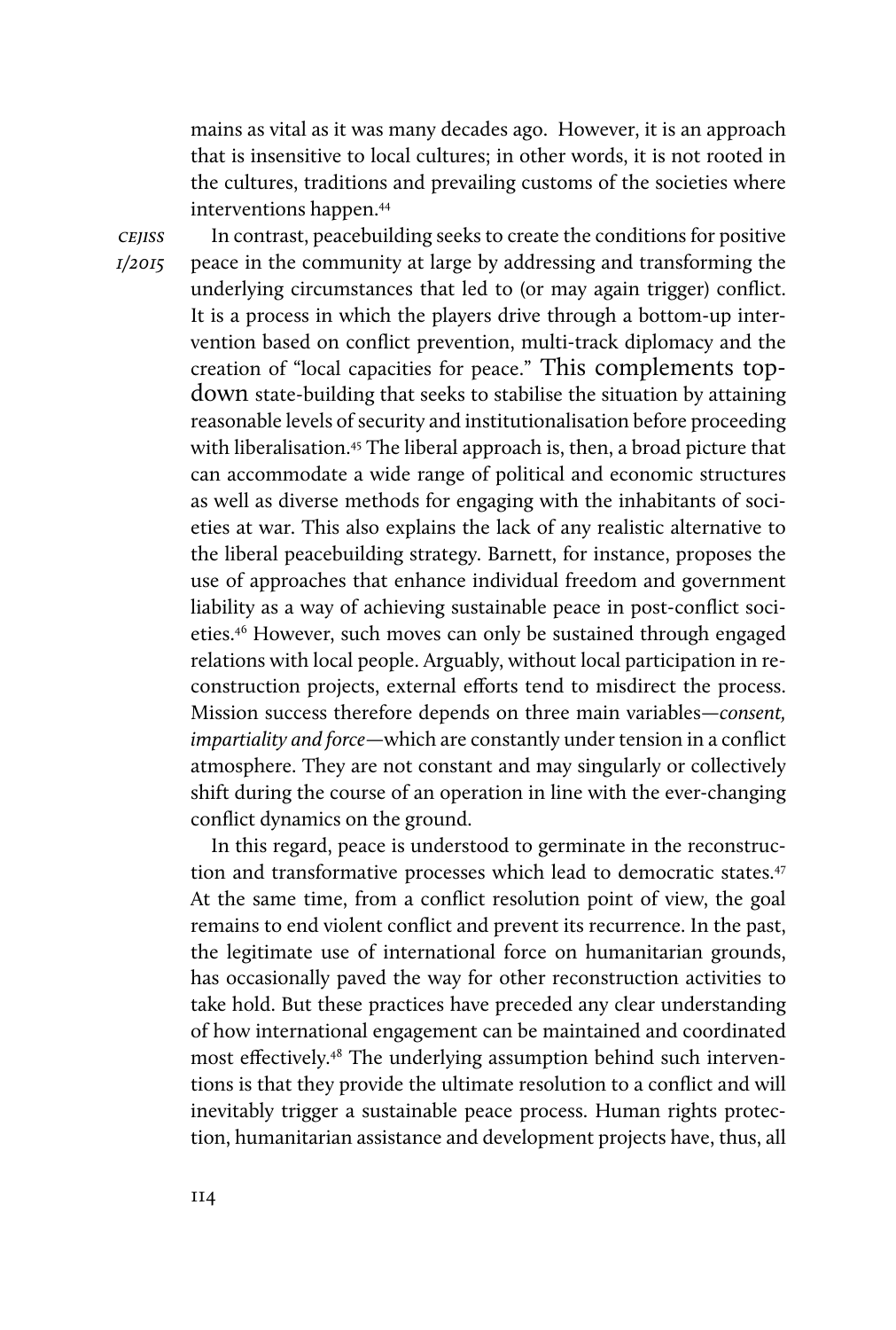mains as vital as it was many decades ago. However, it is an approach that is insensitive to local cultures; in other words, it is not rooted in the cultures, traditions and prevailing customs of the societies where interventions happen.[44]

In contrast, peacebuilding seeks to create the conditions for positive peace in the community at large by addressing and transforming the underlying circumstances that led to (or may again trigger) conflict. It is a process in which the players drive through a bottom-up intervention based on conflict prevention, multi-track diplomacy and the creation of "local capacities for peace." This complements top-down state-building that seeks to stabilise the situation by attaining reasonable levels of security and institutionalisation before proceeding with liberalisation.[45] The liberal approach is, then, a broad picture that can accommodate a wide range of political and economic structures as well as diverse methods for engaging with the inhabitants of societies at war. This also explains the lack of any realistic alternative to the liberal peacebuilding strategy. Barnett, for instance, proposes the use of approaches that enhance individual freedom and government liability as a way of achieving sustainable peace in post-conflict societies.[46] However, such moves can only be sustained through engaged relations with local people. Arguably, without local participation in reconstruction projects, external efforts tend to misdirect the process. Mission success therefore depends on three main variables—*consent, impartiality and force*—which are constantly under tension in a conflict atmosphere. They are not constant and may singularly or collectively shift during the course of an operation in line with the ever-changing conflict dynamics on the ground.

In this regard, peace is understood to germinate in the reconstruction and transformative processes which lead to democratic states.[47] At the same time, from a conflict resolution point of view, the goal remains to end violent conflict and prevent its recurrence. In the past, the legitimate use of international force on humanitarian grounds, has occasionally paved the way for other reconstruction activities to take hold. But these practices have preceded any clear understanding of how international engagement can be maintained and coordinated most effectively.[48] The underlying assumption behind such interventions is that they provide the ultimate resolution to a conflict and will inevitably trigger a sustainable peace process. Human rights protection, humanitarian assistance and development projects have, thus, all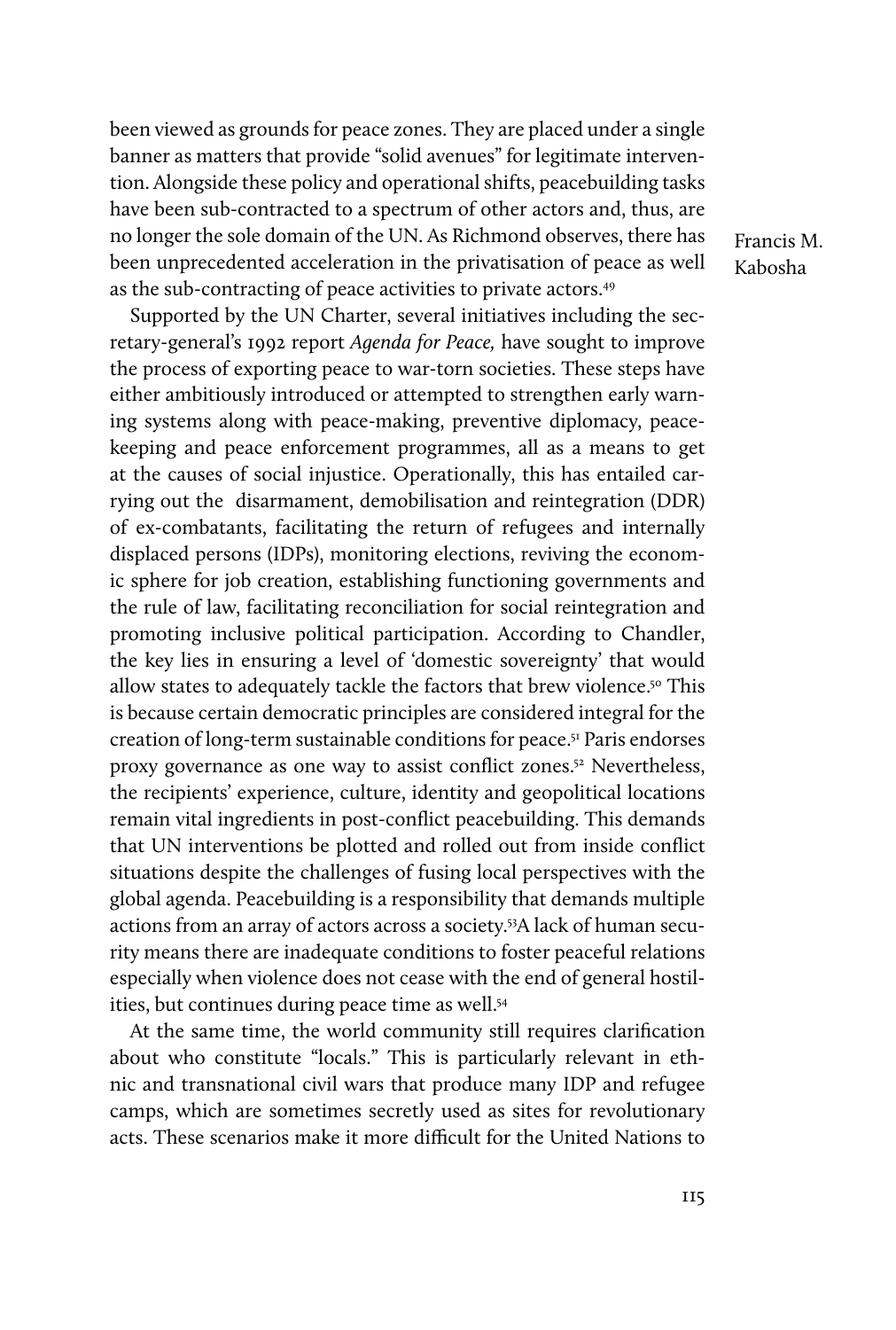been viewed as grounds for peace zones. They are placed under a single banner as matters that provide "solid avenues" for legitimate intervention. Alongside these policy and operational shifts, peacebuilding tasks have been sub-contracted to a spectrum of other actors and, thus, are no longer the sole domain of the UN. As Richmond observes, there has been unprecedented acceleration in the privatisation of peace as well as the sub-contracting of peace activities to private actors.[49]

Supported by the UN Charter, several initiatives including the secretary-general's 1992 report *Agenda for Peace,* have sought to improve the process of exporting peace to war-torn societies. These steps have either ambitiously introduced or attempted to strengthen early warning systems along with peace-making, preventive diplomacy, peacekeeping and peace enforcement programmes, all as a means to get at the causes of social injustice. Operationally, this has entailed carrying out the disarmament, demobilisation and reintegration (DDR) of ex-combatants, facilitating the return of refugees and internally displaced persons (IDPs), monitoring elections, reviving the economic sphere for job creation, establishing functioning governments and the rule of law, facilitating reconciliation for social reintegration and promoting inclusive political participation. According to Chandler, the key lies in ensuring a level of 'domestic sovereignty' that would allow states to adequately tackle the factors that brew violence.[50] This is because certain democratic principles are considered integral for the creation of long-term sustainable conditions for peace.[51] Paris endorses proxy governance as one way to assist conflict zones.[52] Nevertheless, the recipients' experience, culture, identity and geopolitical locations remain vital ingredients in post-conflict peacebuilding. This demands that UN interventions be plotted and rolled out from inside conflict situations despite the challenges of fusing local perspectives with the global agenda. Peacebuilding is a responsibility that demands multiple actions from an array of actors across a society.[53]A lack of human security means there are inadequate conditions to foster peaceful relations especially when violence does not cease with the end of general hostilities, but continues during peace time as well.[54]

At the same time, the world community still requires clarification about who constitute "locals." This is particularly relevant in ethnic and transnational civil wars that produce many IDP and refugee camps, which are sometimes secretly used as sites for revolutionary acts. These scenarios make it more difficult for the United Nations to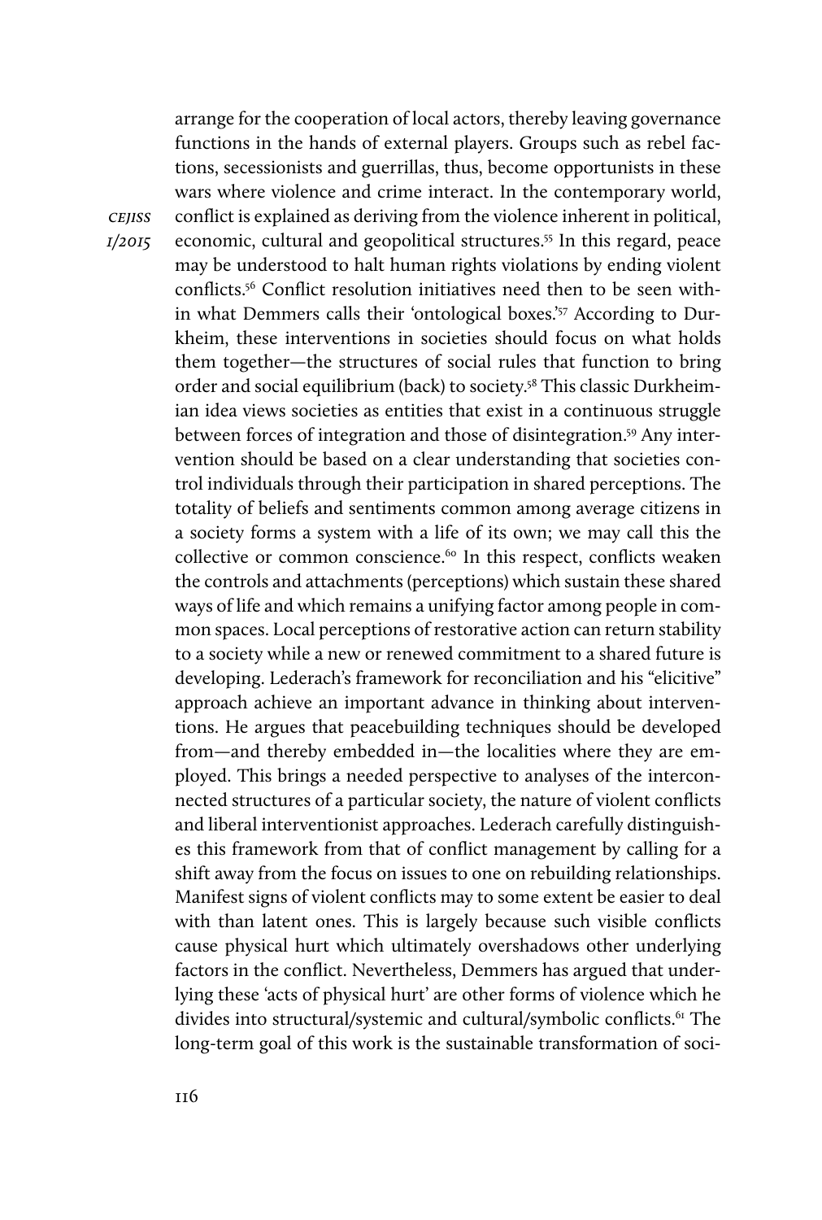arrange for the cooperation of local actors, thereby leaving governance functions in the hands of external players. Groups such as rebel factions, secessionists and guerrillas, thus, become opportunists in these wars where violence and crime interact. In the contemporary world, conflict is explained as deriving from the violence inherent in political, economic, cultural and geopolitical structures.[55] In this regard, peace may be understood to halt human rights violations by ending violent conflicts.[56] Conflict resolution initiatives need then to be seen within what Demmers calls their 'ontological boxes.'[57] According to Durkheim, these interventions in societies should focus on what holds them together—the structures of social rules that function to bring order and social equilibrium (back) to society.[58] This classic Durkheimian idea views societies as entities that exist in a continuous struggle between forces of integration and those of disintegration.[59] Any intervention should be based on a clear understanding that societies control individuals through their participation in shared perceptions. The totality of beliefs and sentiments common among average citizens in a society forms a system with a life of its own; we may call this the collective or common conscience.[60] In this respect, conflicts weaken the controls and attachments (perceptions) which sustain these shared ways of life and which remains a unifying factor among people in common spaces. Local perceptions of restorative action can return stability to a society while a new or renewed commitment to a shared future is developing. Lederach's framework for reconciliation and his "elicitive" approach achieve an important advance in thinking about interventions. He argues that peacebuilding techniques should be developed from—and thereby embedded in—the localities where they are employed. This brings a needed perspective to analyses of the interconnected structures of a particular society, the nature of violent conflicts and liberal interventionist approaches. Lederach carefully distinguishes this framework from that of conflict management by calling for a shift away from the focus on issues to one on rebuilding relationships. Manifest signs of violent conflicts may to some extent be easier to deal with than latent ones. This is largely because such visible conflicts cause physical hurt which ultimately overshadows other underlying factors in the conflict. Nevertheless, Demmers has argued that underlying these 'acts of physical hurt' are other forms of violence which he divides into structural/systemic and cultural/symbolic conflicts.[61] The long-term goal of this work is the sustainable transformation of soci-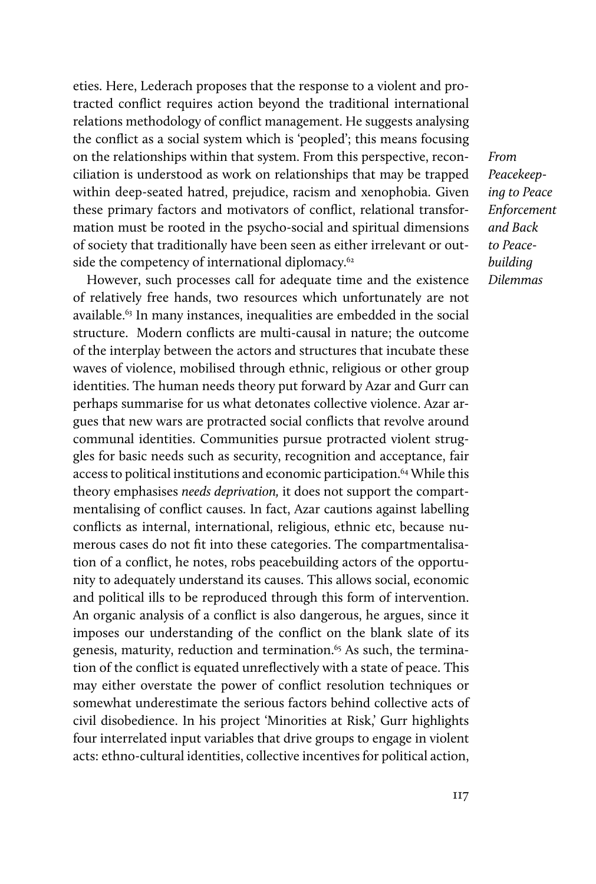eties. Here, Lederach proposes that the response to a violent and protracted conflict requires action beyond the traditional international relations methodology of conflict management. He suggests analysing the conflict as a social system which is 'peopled'; this means focusing on the relationships within that system. From this perspective, reconciliation is understood as work on relationships that may be trapped within deep-seated hatred, prejudice, racism and xenophobia. Given these primary factors and motivators of conflict, relational transformation must be rooted in the psycho-social and spiritual dimensions of society that traditionally have been seen as either irrelevant or outside the competency of international diplomacy.[62]

However, such processes call for adequate time and the existence of relatively free hands, two resources which unfortunately are not available.[63] In many instances, inequalities are embedded in the social structure. Modern conflicts are multi-causal in nature; the outcome of the interplay between the actors and structures that incubate these waves of violence, mobilised through ethnic, religious or other group identities. The human needs theory put forward by Azar and Gurr can perhaps summarise for us what detonates collective violence. Azar argues that new wars are protracted social conflicts that revolve around communal identities. Communities pursue protracted violent struggles for basic needs such as security, recognition and acceptance, fair access to political institutions and economic participation.[64] While this theory emphasises *needs deprivation,* it does not support the compartmentalising of conflict causes. In fact, Azar cautions against labelling conflicts as internal, international, religious, ethnic etc, because numerous cases do not fit into these categories. The compartmentalisation of a conflict, he notes, robs peacebuilding actors of the opportunity to adequately understand its causes. This allows social, economic and political ills to be reproduced through this form of intervention. An organic analysis of a conflict is also dangerous, he argues, since it imposes our understanding of the conflict on the blank slate of its genesis, maturity, reduction and termination.[65] As such, the termination of the conflict is equated unreflectively with a state of peace. This may either overstate the power of conflict resolution techniques or somewhat underestimate the serious factors behind collective acts of civil disobedience. In his project 'Minorities at Risk,' Gurr highlights four interrelated input variables that drive groups to engage in violent acts: ethno-cultural identities, collective incentives for political action,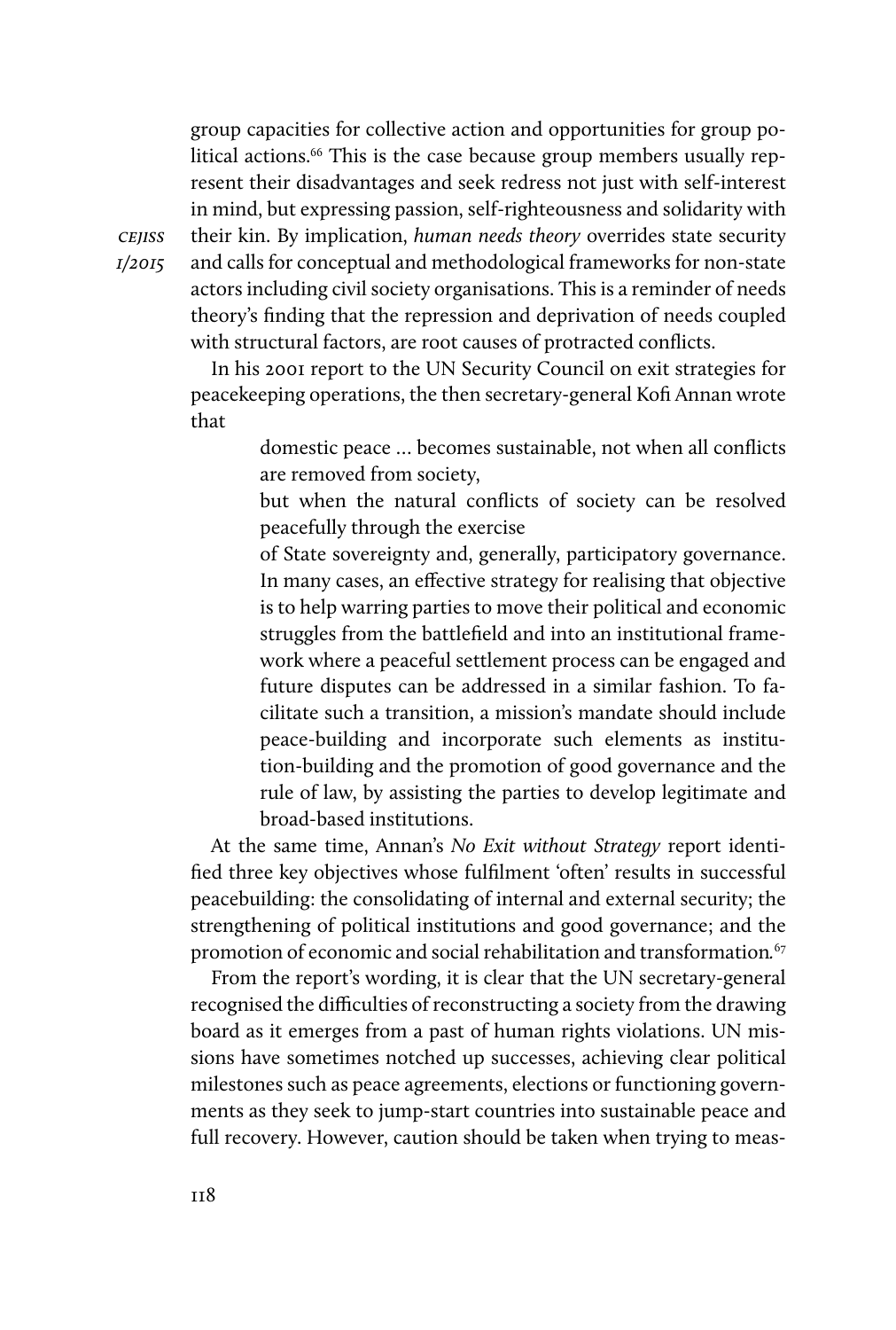group capacities for collective action and opportunities for group political actions.[66] This is the case because group members usually represent their disadvantages and seek redress not just with self-interest in mind, but expressing passion, self-righteousness and solidarity with their kin. By implication, *human needs theory* overrides state security and calls for conceptual and methodological frameworks for non-state actors including civil society organisations. This is a reminder of needs theory's finding that the repression and deprivation of needs coupled with structural factors, are root causes of protracted conflicts.

In his 2001 report to the UN Security Council on exit strategies for peacekeeping operations, the then secretary-general Kofi Annan wrote that

> domestic peace … becomes sustainable, not when all conflicts are removed from society,
> but when the natural conflicts of society can be resolved peacefully through the exercise
> of State sovereignty and, generally, participatory governance. In many cases, an effective strategy for realising that objective is to help warring parties to move their political and economic struggles from the battlefield and into an institutional framework where a peaceful settlement process can be engaged and future disputes can be addressed in a similar fashion. To facilitate such a transition, a mission's mandate should include peace-building and incorporate such elements as institution-building and the promotion of good governance and the rule of law, by assisting the parties to develop legitimate and broad-based institutions.

At the same time, Annan's *No Exit without Strategy* report identified three key objectives whose fulfilment 'often' results in successful peacebuilding: the consolidating of internal and external security; the strengthening of political institutions and good governance; and the promotion of economic and social rehabilitation and transformation.[67]

From the report's wording, it is clear that the UN secretary-general recognised the difficulties of reconstructing a society from the drawing board as it emerges from a past of human rights violations. UN missions have sometimes notched up successes, achieving clear political milestones such as peace agreements, elections or functioning governments as they seek to jump-start countries into sustainable peace and full recovery. However, caution should be taken when trying to meas-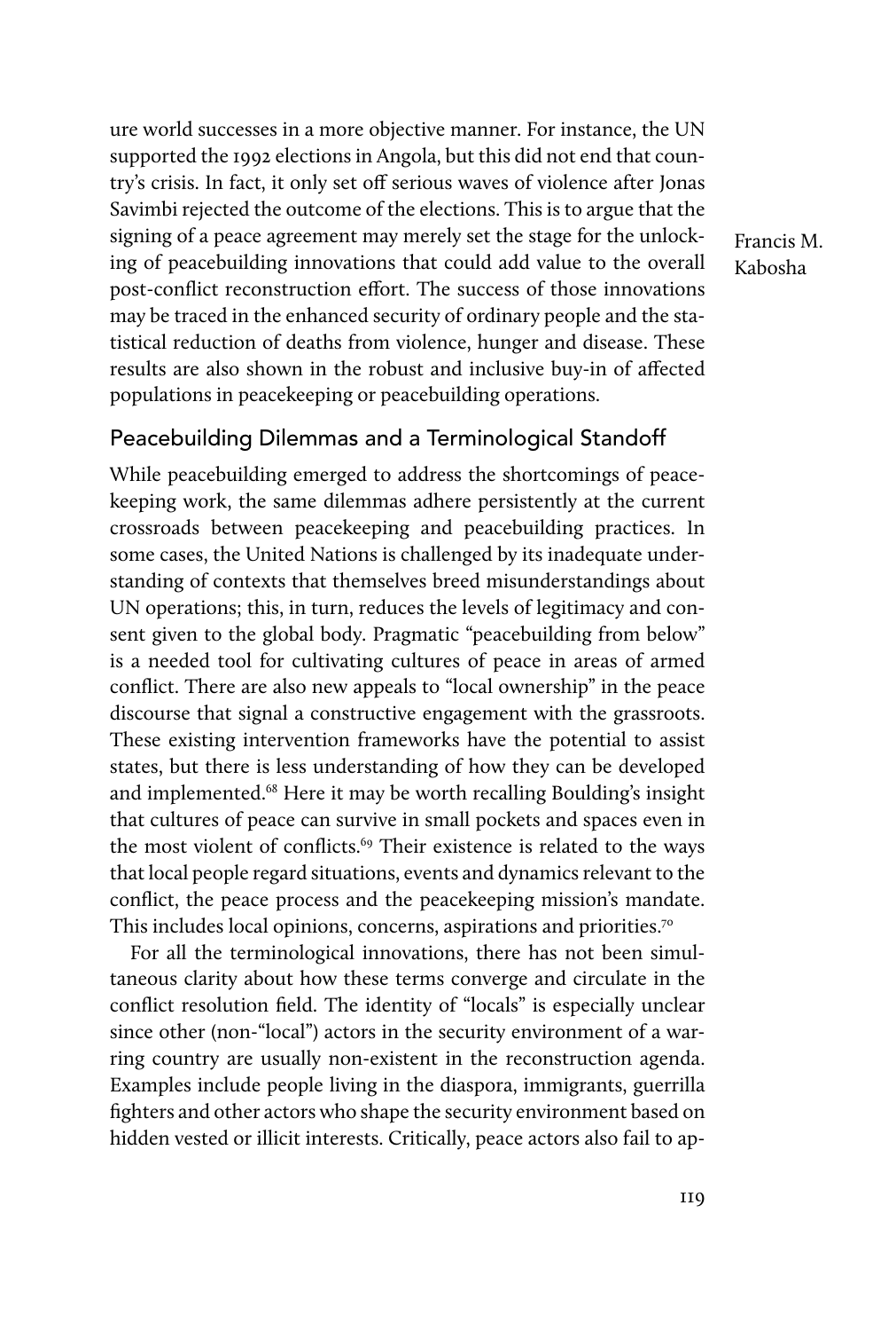ure world successes in a more objective manner. For instance, the UN supported the 1992 elections in Angola, but this did not end that country's crisis. In fact, it only set off serious waves of violence after Jonas Savimbi rejected the outcome of the elections. This is to argue that the signing of a peace agreement may merely set the stage for the unlocking of peacebuilding innovations that could add value to the overall post-conflict reconstruction effort. The success of those innovations may be traced in the enhanced security of ordinary people and the statistical reduction of deaths from violence, hunger and disease. These results are also shown in the robust and inclusive buy-in of affected populations in peacekeeping or peacebuilding operations.

## Peacebuilding Dilemmas and a Terminological Standoff

While peacebuilding emerged to address the shortcomings of peacekeeping work, the same dilemmas adhere persistently at the current crossroads between peacekeeping and peacebuilding practices. In some cases, the United Nations is challenged by its inadequate understanding of contexts that themselves breed misunderstandings about UN operations; this, in turn, reduces the levels of legitimacy and consent given to the global body. Pragmatic "peacebuilding from below" is a needed tool for cultivating cultures of peace in areas of armed conflict. There are also new appeals to "local ownership" in the peace discourse that signal a constructive engagement with the grassroots. These existing intervention frameworks have the potential to assist states, but there is less understanding of how they can be developed and implemented.[68] Here it may be worth recalling Boulding's insight that cultures of peace can survive in small pockets and spaces even in the most violent of conflicts.[69] Their existence is related to the ways that local people regard situations, events and dynamics relevant to the conflict, the peace process and the peacekeeping mission's mandate. This includes local opinions, concerns, aspirations and priorities.[70]

For all the terminological innovations, there has not been simultaneous clarity about how these terms converge and circulate in the conflict resolution field. The identity of "locals" is especially unclear since other (non-"local") actors in the security environment of a warring country are usually non-existent in the reconstruction agenda. Examples include people living in the diaspora, immigrants, guerrilla fighters and other actors who shape the security environment based on hidden vested or illicit interests. Critically, peace actors also fail to ap-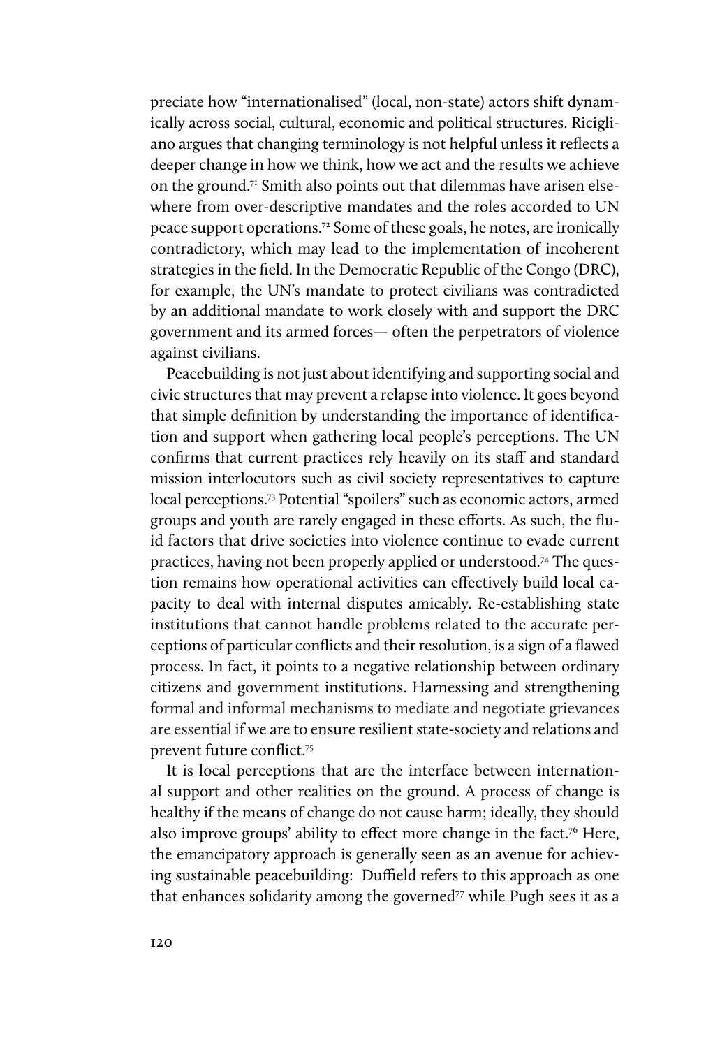preciate how "internationalised" (local, non-state) actors shift dynamically across social, cultural, economic and political structures. Ricigliano argues that changing terminology is not helpful unless it reflects a deeper change in how we think, how we act and the results we achieve on the ground.[71] Smith also points out that dilemmas have arisen elsewhere from over-descriptive mandates and the roles accorded to UN peace support operations.[72] Some of these goals, he notes, are ironically contradictory, which may lead to the implementation of incoherent strategies in the field. In the Democratic Republic of the Congo (DRC), for example, the UN's mandate to protect civilians was contradicted by an additional mandate to work closely with and support the DRC government and its armed forces— often the perpetrators of violence against civilians.

Peacebuilding is not just about identifying and supporting social and civic structures that may prevent a relapse into violence. It goes beyond that simple definition by understanding the importance of identification and support when gathering local people's perceptions. The UN confirms that current practices rely heavily on its staff and standard mission interlocutors such as civil society representatives to capture local perceptions.[73] Potential "spoilers" such as economic actors, armed groups and youth are rarely engaged in these efforts. As such, the fluid factors that drive societies into violence continue to evade current practices, having not been properly applied or understood.[74] The question remains how operational activities can effectively build local capacity to deal with internal disputes amicably. Re-establishing state institutions that cannot handle problems related to the accurate perceptions of particular conflicts and their resolution, is a sign of a flawed process. In fact, it points to a negative relationship between ordinary citizens and government institutions. Harnessing and strengthening formal and informal mechanisms to mediate and negotiate grievances are essential if we are to ensure resilient state-society and relations and prevent future conflict.[75]

It is local perceptions that are the interface between international support and other realities on the ground. A process of change is healthy if the means of change do not cause harm; ideally, they should also improve groups' ability to effect more change in the fact.[76] Here, the emancipatory approach is generally seen as an avenue for achieving sustainable peacebuilding: Duffield refers to this approach as one that enhances solidarity among the governed[77] while Pugh sees it as a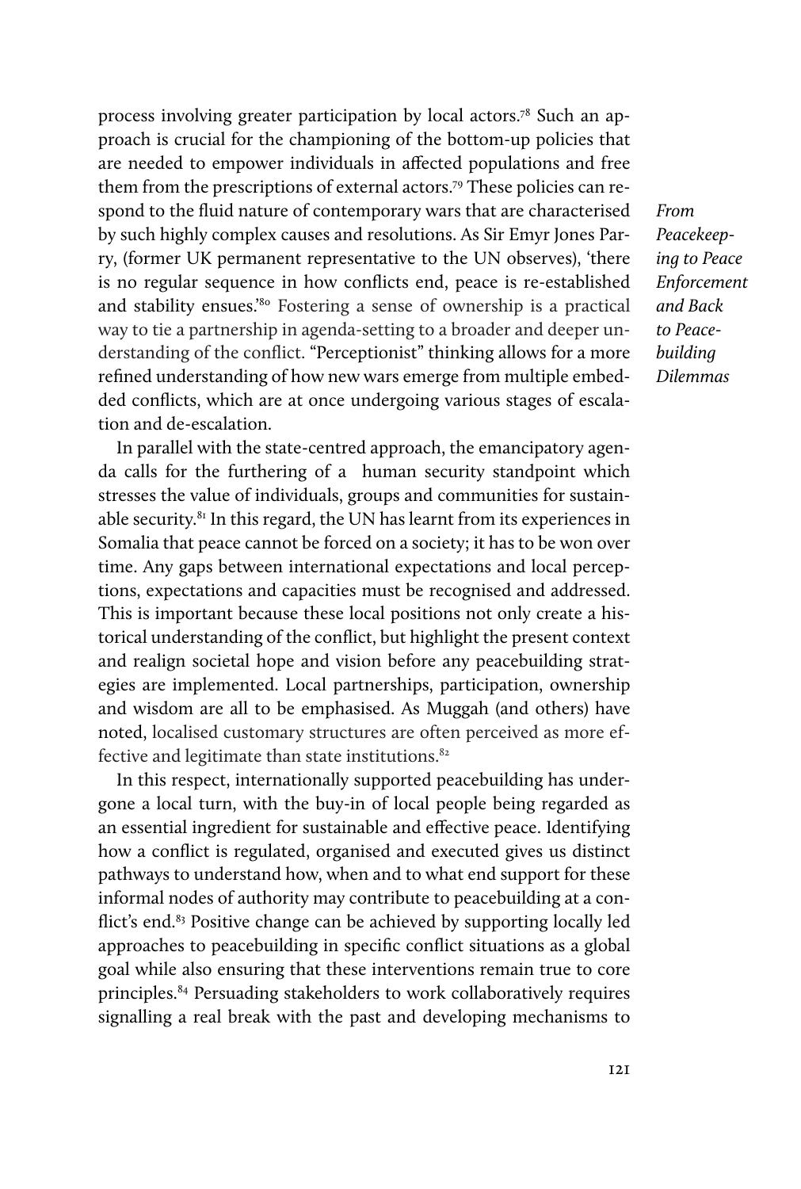process involving greater participation by local actors.[78] Such an approach is crucial for the championing of the bottom-up policies that are needed to empower individuals in affected populations and free them from the prescriptions of external actors.[79] These policies can respond to the fluid nature of contemporary wars that are characterised by such highly complex causes and resolutions. As Sir Emyr Jones Parry, (former UK permanent representative to the UN observes), 'there is no regular sequence in how conflicts end, peace is re-established and stability ensues.'[80] Fostering a sense of ownership is a practical way to tie a partnership in agenda-setting to a broader and deeper understanding of the conflict. "Perceptionist" thinking allows for a more refined understanding of how new wars emerge from multiple embedded conflicts, which are at once undergoing various stages of escalation and de-escalation.

In parallel with the state-centred approach, the emancipatory agenda calls for the furthering of a human security standpoint which stresses the value of individuals, groups and communities for sustainable security.[81] In this regard, the UN has learnt from its experiences in Somalia that peace cannot be forced on a society; it has to be won over time. Any gaps between international expectations and local perceptions, expectations and capacities must be recognised and addressed. This is important because these local positions not only create a historical understanding of the conflict, but highlight the present context and realign societal hope and vision before any peacebuilding strategies are implemented. Local partnerships, participation, ownership and wisdom are all to be emphasised. As Muggah (and others) have noted, localised customary structures are often perceived as more effective and legitimate than state institutions.[82]

In this respect, internationally supported peacebuilding has undergone a local turn, with the buy-in of local people being regarded as an essential ingredient for sustainable and effective peace. Identifying how a conflict is regulated, organised and executed gives us distinct pathways to understand how, when and to what end support for these informal nodes of authority may contribute to peacebuilding at a conflict's end.[83] Positive change can be achieved by supporting locally led approaches to peacebuilding in specific conflict situations as a global goal while also ensuring that these interventions remain true to core principles.[84] Persuading stakeholders to work collaboratively requires signalling a real break with the past and developing mechanisms to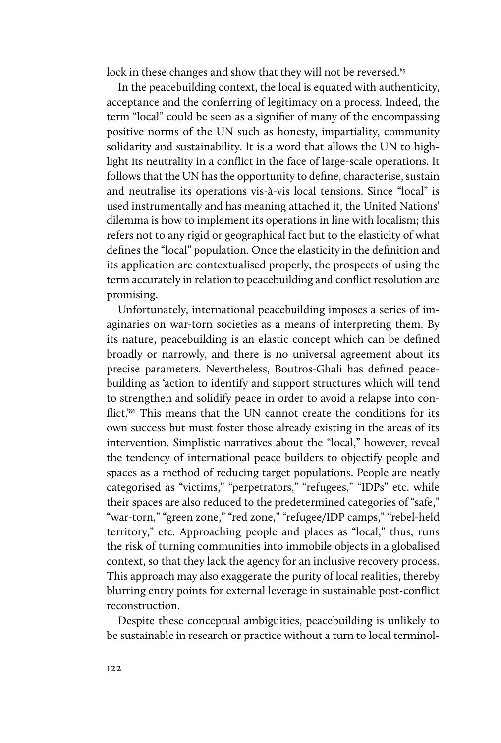lock in these changes and show that they will not be reversed.[85]

In the peacebuilding context, the local is equated with authenticity, acceptance and the conferring of legitimacy on a process. Indeed, the term "local" could be seen as a signifier of many of the encompassing positive norms of the UN such as honesty, impartiality, community solidarity and sustainability. It is a word that allows the UN to highlight its neutrality in a conflict in the face of large-scale operations. It follows that the UN has the opportunity to define, characterise, sustain and neutralise its operations vis-à-vis local tensions. Since "local" is used instrumentally and has meaning attached it, the United Nations' dilemma is how to implement its operations in line with localism; this refers not to any rigid or geographical fact but to the elasticity of what defines the "local" population. Once the elasticity in the definition and its application are contextualised properly, the prospects of using the term accurately in relation to peacebuilding and conflict resolution are promising.

Unfortunately, international peacebuilding imposes a series of imaginaries on war-torn societies as a means of interpreting them. By its nature, peacebuilding is an elastic concept which can be defined broadly or narrowly, and there is no universal agreement about its precise parameters. Nevertheless, Boutros-Ghali has defined peacebuilding as 'action to identify and support structures which will tend to strengthen and solidify peace in order to avoid a relapse into conflict.'[86] This means that the UN cannot create the conditions for its own success but must foster those already existing in the areas of its intervention. Simplistic narratives about the "local," however, reveal the tendency of international peace builders to objectify people and spaces as a method of reducing target populations. People are neatly categorised as "victims," "perpetrators," "refugees," "IDPs" etc. while their spaces are also reduced to the predetermined categories of "safe," "war-torn," "green zone," "red zone," "refugee/IDP camps," "rebel-held territory," etc. Approaching people and places as "local," thus, runs the risk of turning communities into immobile objects in a globalised context, so that they lack the agency for an inclusive recovery process. This approach may also exaggerate the purity of local realities, thereby blurring entry points for external leverage in sustainable post-conflict reconstruction.

Despite these conceptual ambiguities, peacebuilding is unlikely to be sustainable in research or practice without a turn to local terminol-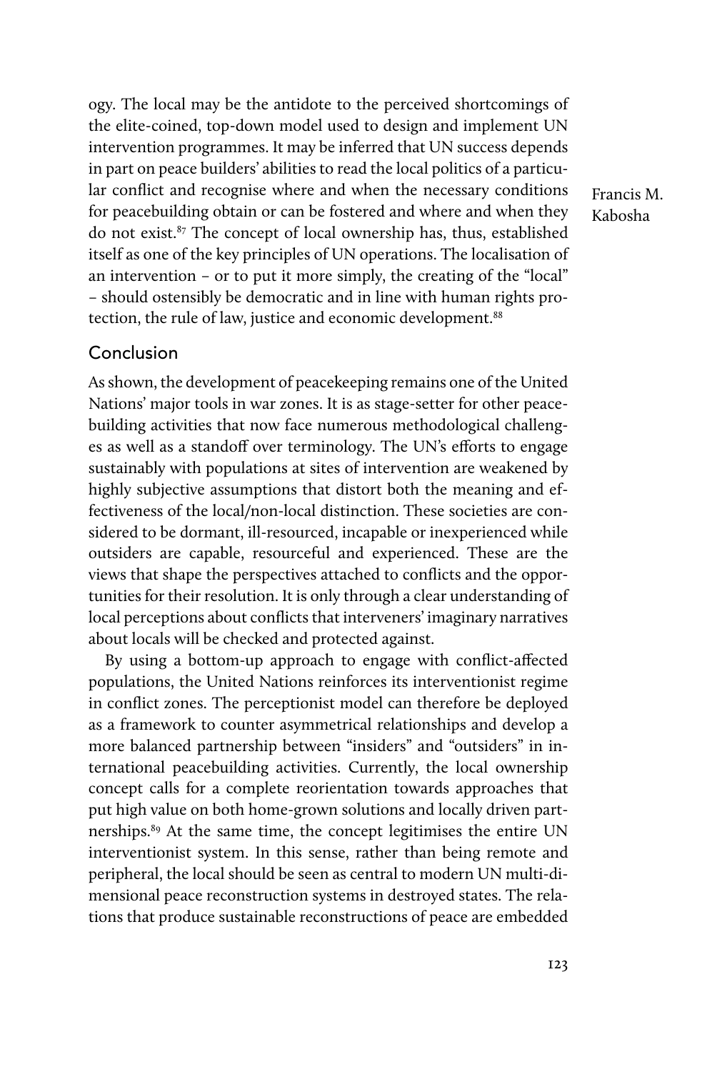ogy. The local may be the antidote to the perceived shortcomings of the elite-coined, top-down model used to design and implement UN intervention programmes. It may be inferred that UN success depends in part on peace builders' abilities to read the local politics of a particular conflict and recognise where and when the necessary conditions for peacebuilding obtain or can be fostered and where and when they do not exist.[87] The concept of local ownership has, thus, established itself as one of the key principles of UN operations. The localisation of an intervention – or to put it more simply, the creating of the "local" – should ostensibly be democratic and in line with human rights protection, the rule of law, justice and economic development.[88]

## Conclusion

As shown, the development of peacekeeping remains one of the United Nations' major tools in war zones. It is as stage-setter for other peacebuilding activities that now face numerous methodological challenges as well as a standoff over terminology. The UN's efforts to engage sustainably with populations at sites of intervention are weakened by highly subjective assumptions that distort both the meaning and effectiveness of the local/non-local distinction. These societies are considered to be dormant, ill-resourced, incapable or inexperienced while outsiders are capable, resourceful and experienced. These are the views that shape the perspectives attached to conflicts and the opportunities for their resolution. It is only through a clear understanding of local perceptions about conflicts that interveners' imaginary narratives about locals will be checked and protected against.

By using a bottom-up approach to engage with conflict-affected populations, the United Nations reinforces its interventionist regime in conflict zones. The perceptionist model can therefore be deployed as a framework to counter asymmetrical relationships and develop a more balanced partnership between "insiders" and "outsiders" in international peacebuilding activities. Currently, the local ownership concept calls for a complete reorientation towards approaches that put high value on both home-grown solutions and locally driven partnerships.[89] At the same time, the concept legitimises the entire UN interventionist system. In this sense, rather than being remote and peripheral, the local should be seen as central to modern UN multi-dimensional peace reconstruction systems in destroyed states. The relations that produce sustainable reconstructions of peace are embedded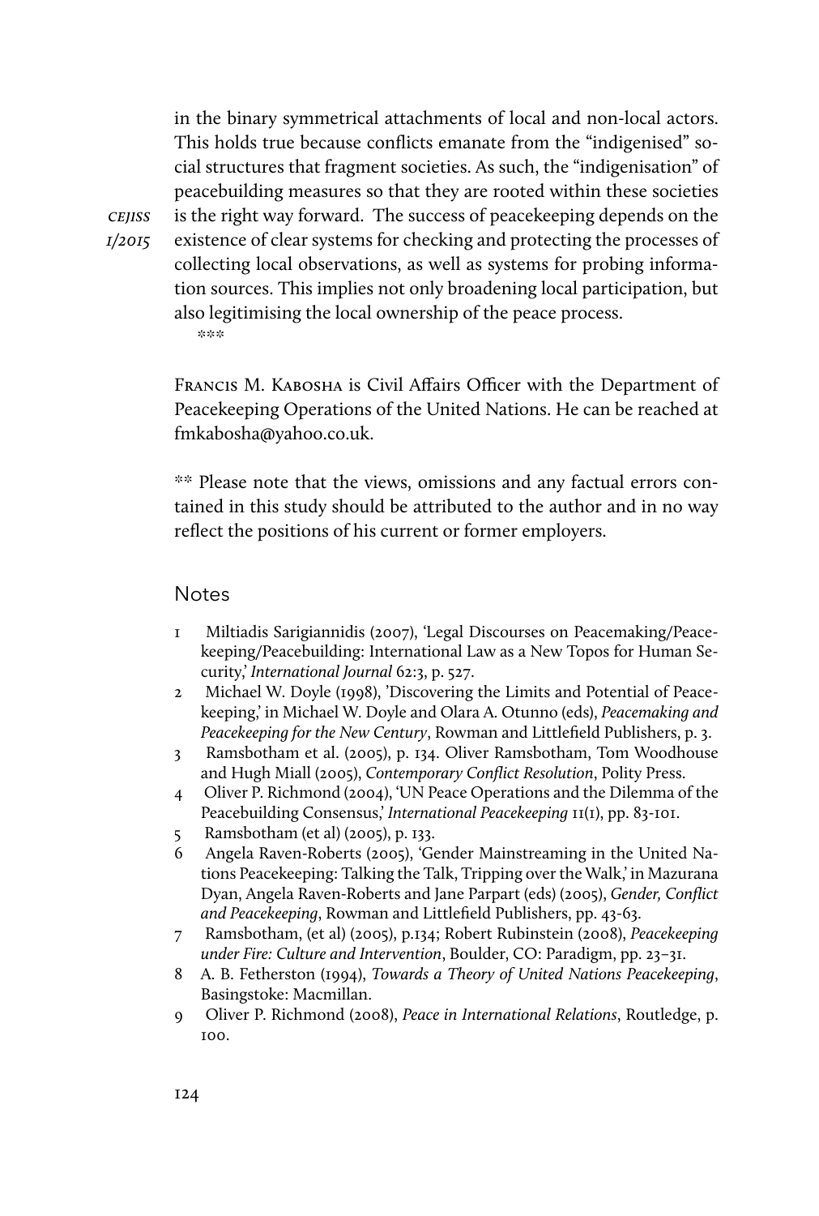in the binary symmetrical attachments of local and non-local actors. This holds true because conflicts emanate from the "indigenised" social structures that fragment societies. As such, the "indigenisation" of peacebuilding measures so that they are rooted within these societies is the right way forward. The success of peacekeeping depends on the existence of clear systems for checking and protecting the processes of collecting local observations, as well as systems for probing information sources. This implies not only broadening local participation, but also legitimising the local ownership of the peace process.

\*\*\*

Francis M. Kabosha is Civil Affairs Officer with the Department of Peacekeeping Operations of the United Nations. He can be reached at fmkabosha@yahoo.co.uk.

\*\* Please note that the views, omissions and any factual errors contained in this study should be attributed to the author and in no way reflect the positions of his current or former employers.

## Notes

1. Miltiadis Sarigiannidis (2007), 'Legal Discourses on Peacemaking/Peacekeeping/Peacebuilding: International Law as a New Topos for Human Security,' *International Journal* 62:3, p. 527.
2. Michael W. Doyle (1998), 'Discovering the Limits and Potential of Peacekeeping,' in Michael W. Doyle and Olara A. Otunno (eds), *Peacemaking and Peacekeeping for the New Century*, Rowman and Littlefield Publishers, p. 3.
3. Ramsbotham et al. (2005), p. 134. Oliver Ramsbotham, Tom Woodhouse and Hugh Miall (2005), *Contemporary Conflict Resolution*, Polity Press.
4. Oliver P. Richmond (2004), 'UN Peace Operations and the Dilemma of the Peacebuilding Consensus,' *International Peacekeeping* 11(1), pp. 83-101.
5. Ramsbotham (et al) (2005), p. 133.
6. Angela Raven-Roberts (2005), 'Gender Mainstreaming in the United Nations Peacekeeping: Talking the Talk, Tripping over the Walk,' in Mazurana Dyan, Angela Raven-Roberts and Jane Parpart (eds) (2005), *Gender, Conflict and Peacekeeping*, Rowman and Littlefield Publishers, pp. 43-63.
7. Ramsbotham, (et al) (2005), p.134; Robert Rubinstein (2008), *Peacekeeping under Fire: Culture and Intervention*, Boulder, CO: Paradigm, pp. 23–31.
8. A. B. Fetherston (1994), *Towards a Theory of United Nations Peacekeeping*, Basingstoke: Macmillan.
9. Oliver P. Richmond (2008), *Peace in International Relations*, Routledge, p. 100.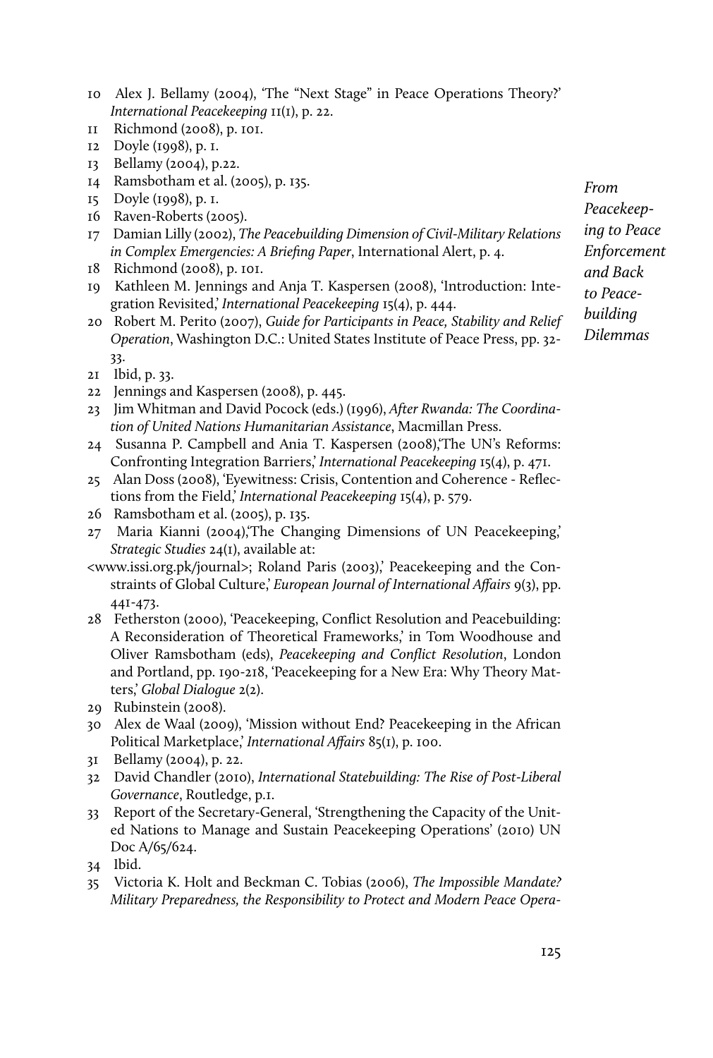10 Alex J. Bellamy (2004), 'The "Next Stage" in Peace Operations Theory?' *International Peacekeeping* 11(1), p. 22.

11 Richmond (2008), p. 101.

12 Doyle (1998), p. 1.

13 Bellamy (2004), p.22.

14 Ramsbotham et al. (2005), p. 135.

15 Doyle (1998), p. 1.

16 Raven-Roberts (2005).

17 Damian Lilly (2002), *The Peacebuilding Dimension of Civil-Military Relations in Complex Emergencies: A Briefing Paper*, International Alert, p. 4.

18 Richmond (2008), p. 101.

19 Kathleen M. Jennings and Anja T. Kaspersen (2008), 'Introduction: Integration Revisited,' *International Peacekeeping* 15(4), p. 444.

20 Robert M. Perito (2007), *Guide for Participants in Peace, Stability and Relief Operation*, Washington D.C.: United States Institute of Peace Press, pp. 32-33.

21 Ibid, p. 33.

22 Jennings and Kaspersen (2008), p. 445.

23 Jim Whitman and David Pocock (eds.) (1996), *After Rwanda: The Coordination of United Nations Humanitarian Assistance*, Macmillan Press.

24 Susanna P. Campbell and Ania T. Kaspersen (2008),'The UN's Reforms: Confronting Integration Barriers,' *International Peacekeeping* 15(4), p. 471.

25 Alan Doss (2008), 'Eyewitness: Crisis, Contention and Coherence - Reflections from the Field,' *International Peacekeeping* 15(4), p. 579.

26 Ramsbotham et al. (2005), p. 135.

27 Maria Kianni (2004),'The Changing Dimensions of UN Peacekeeping,' *Strategic Studies* 24(1), available at:
<www.issi.org.pk/journal>; Roland Paris (2003),' Peacekeeping and the Constraints of Global Culture,' *European Journal of International Affairs* 9(3), pp. 441-473.

28 Fetherston (2000), 'Peacekeeping, Conflict Resolution and Peacebuilding: A Reconsideration of Theoretical Frameworks,' in Tom Woodhouse and Oliver Ramsbotham (eds), *Peacekeeping and Conflict Resolution*, London and Portland, pp. 190-218, 'Peacekeeping for a New Era: Why Theory Matters,' *Global Dialogue* 2(2).

29 Rubinstein (2008).

30 Alex de Waal (2009), 'Mission without End? Peacekeeping in the African Political Marketplace,' *International Affairs* 85(1), p. 100.

31 Bellamy (2004), p. 22.

32 David Chandler (2010), *International Statebuilding: The Rise of Post-Liberal Governance*, Routledge, p.1.

33 Report of the Secretary-General, 'Strengthening the Capacity of the United Nations to Manage and Sustain Peacekeeping Operations' (2010) UN Doc A/65/624.

34 Ibid.

35 Victoria K. Holt and Beckman C. Tobias (2006), *The Impossible Mandate? Military Preparedness, the Responsibility to Protect and Modern Peace Opera-*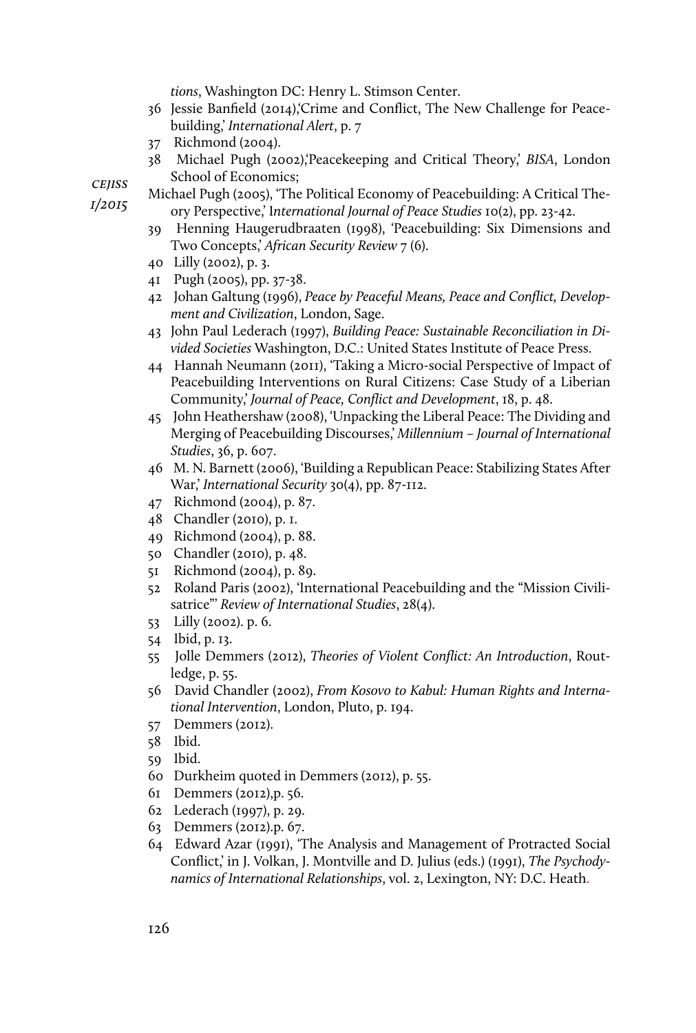*tions*, Washington DC: Henry L. Stimson Center.

36 Jessie Banfield (2014),'Crime and Conflict, The New Challenge for Peacebuilding,' *International Alert*, p. 7

37 Richmond (2004).

38 Michael Pugh (2002),'Peacekeeping and Critical Theory,' *BISA*, London School of Economics;

Michael Pugh (2005), 'The Political Economy of Peacebuilding: A Critical Theory Perspective,' I*nternational Journal of Peace Studies* 10(2), pp. 23-42.

39 Henning Haugerudbraaten (1998), 'Peacebuilding: Six Dimensions and Two Concepts,' *African Security Review* 7 (6).

40 Lilly (2002), p. 3.

41 Pugh (2005), pp. 37-38.

42 Johan Galtung (1996), *Peace by Peaceful Means, Peace and Conflict, Development and Civilization*, London, Sage.

43 John Paul Lederach (1997), *Building Peace: Sustainable Reconciliation in Divided Societies* Washington, D.C.: United States Institute of Peace Press.

44 Hannah Neumann (2011), 'Taking a Micro-social Perspective of Impact of Peacebuilding Interventions on Rural Citizens: Case Study of a Liberian Community,' *Journal of Peace, Conflict and Development*, 18, p. 48.

45 John Heathershaw (2008), 'Unpacking the Liberal Peace: The Dividing and Merging of Peacebuilding Discourses,' *Millennium – Journal of International Studies*, 36, p. 607.

46 M. N. Barnett (2006), 'Building a Republican Peace: Stabilizing States After War,' *International Security* 30(4), pp. 87-112.

47 Richmond (2004), p. 87.

48 Chandler (2010), p. 1.

49 Richmond (2004), p. 88.

50 Chandler (2010), p. 48.

51 Richmond (2004), p. 89.

52 Roland Paris (2002), 'International Peacebuilding and the "Mission Civilisatrice"' *Review of International Studies*, 28(4).

53 Lilly (2002). p. 6.

54 Ibid, p. 13.

55 Jolle Demmers (2012), *Theories of Violent Conflict: An Introduction*, Routledge, p. 55.

56 David Chandler (2002), *From Kosovo to Kabul: Human Rights and International Intervention*, London, Pluto, p. 194.

57 Demmers (2012).

58 Ibid.

59 Ibid.

60 Durkheim quoted in Demmers (2012), p. 55.

61 Demmers (2012),p. 56.

62 Lederach (1997), p. 29.

63 Demmers (2012).p. 67.

64 Edward Azar (1991), 'The Analysis and Management of Protracted Social Conflict,' in J. Volkan, J. Montville and D. Julius (eds.) (1991), *The Psychodynamics of International Relationships*, vol. 2, Lexington, NY: D.C. Heath.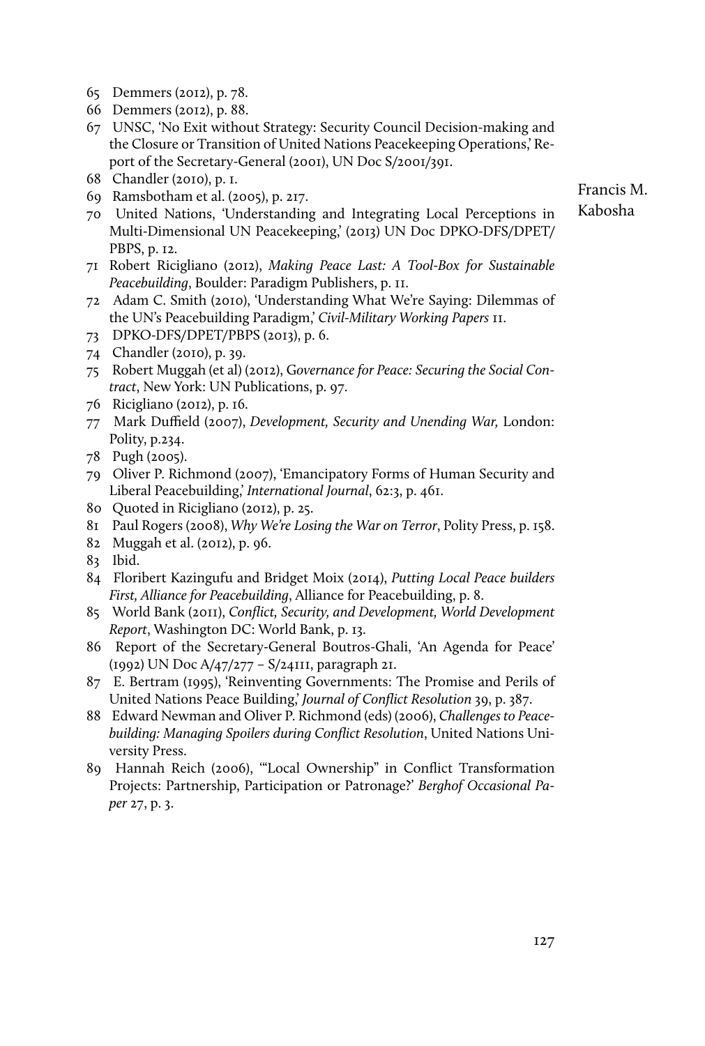65 Demmers (2012), p. 78.

66 Demmers (2012), p. 88.

67 UNSC, 'No Exit without Strategy: Security Council Decision-making and the Closure or Transition of United Nations Peacekeeping Operations,' Report of the Secretary-General (2001), UN Doc S/2001/391.

68 Chandler (2010), p. 1.

69 Ramsbotham et al. (2005), p. 217.

70 United Nations, 'Understanding and Integrating Local Perceptions in Multi-Dimensional UN Peacekeeping,' (2013) UN Doc DPKO-DFS/DPET/PBPS, p. 12.

71 Robert Ricigliano (2012), *Making Peace Last: A Tool-Box for Sustainable Peacebuilding*, Boulder: Paradigm Publishers, p. 11.

72 Adam C. Smith (2010), 'Understanding What We're Saying: Dilemmas of the UN's Peacebuilding Paradigm,' *Civil-Military Working Papers* 11.

73 DPKO-DFS/DPET/PBPS (2013), p. 6.

74 Chandler (2010), p. 39.

75 Robert Muggah (et al) (2012), G*overnance for Peace: Securing the Social Contract*, New York: UN Publications, p. 97.

76 Ricigliano (2012), p. 16.

77 Mark Duffield (2007), *Development, Security and Unending War,* London: Polity, p.234.

78 Pugh (2005).

79 Oliver P. Richmond (2007), 'Emancipatory Forms of Human Security and Liberal Peacebuilding,' *International Journal*, 62:3, p. 461.

80 Quoted in Ricigliano (2012), p. 25.

81 Paul Rogers (2008), *Why We're Losing the War on Terror*, Polity Press, p. 158.

82 Muggah et al. (2012), p. 96.

83 Ibid.

84 Floribert Kazingufu and Bridget Moix (2014), *Putting Local Peace builders First, Alliance for Peacebuilding*, Alliance for Peacebuilding, p. 8.

85 World Bank (2011), *Conflict, Security, and Development, World Development Report*, Washington DC: World Bank, p. 13.

86 Report of the Secretary-General Boutros-Ghali, 'An Agenda for Peace' (1992) UN Doc A/47/277 – S/24111, paragraph 21.

87 E. Bertram (1995), 'Reinventing Governments: The Promise and Perils of United Nations Peace Building,' *Journal of Conflict Resolution* 39, p. 387.

88 Edward Newman and Oliver P. Richmond (eds) (2006), *Challenges to Peacebuilding: Managing Spoilers during Conflict Resolution*, United Nations University Press.

89 Hannah Reich (2006), '"Local Ownership" in Conflict Transformation Projects: Partnership, Participation or Patronage?' *Berghof Occasional Paper* 27, p. 3.